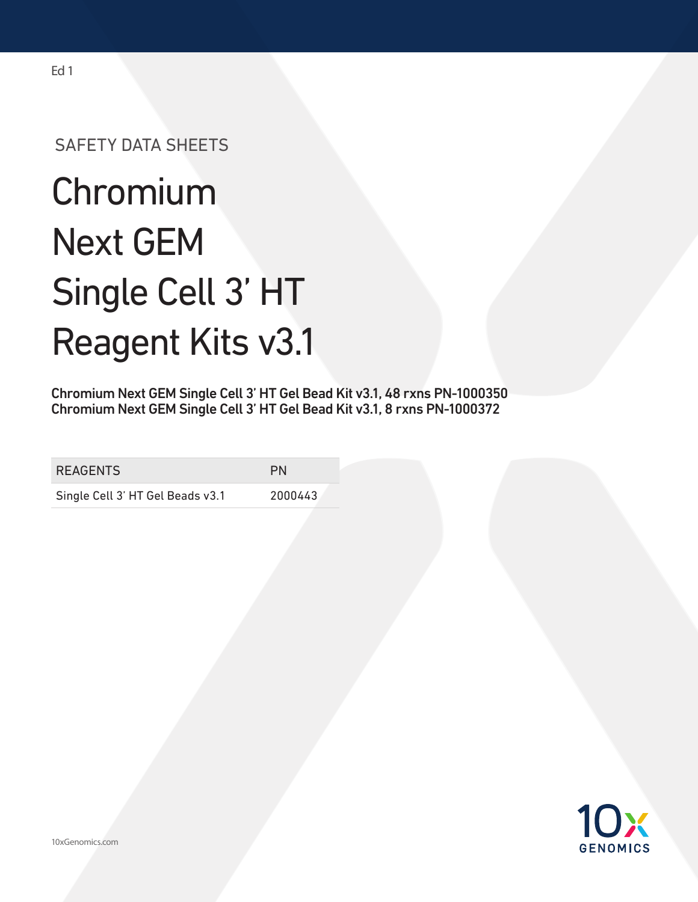Ed 1

SAFETY DATA SHEETS

# Chromium Next GEM Single Cell 3' HT Reagent Kits v3.1

**Chromium Next GEM Single Cell 3' HT Gel Bead Kit v3.1, 48 rxns PN-1000350**
**Chromium Next GEM Single Cell 3' HT Gel Bead Kit v3.1, 8 rxns PN-1000372**

| REAGENTS | PN |
| --- | --- |
| Single Cell 3' HT Gel Beads v3.1 | 2000443 |

10xGenomics.com

10x GENOMICS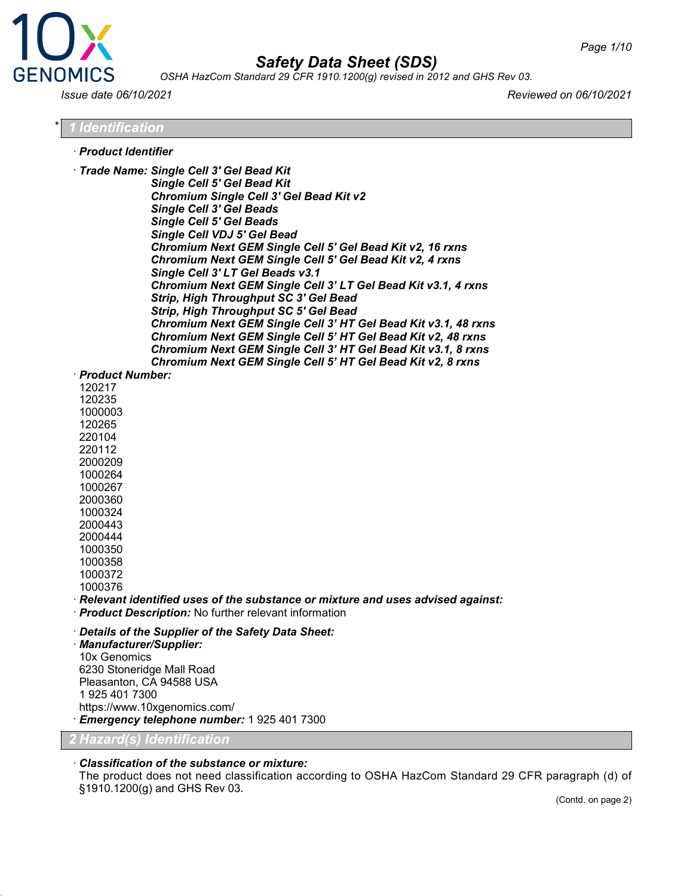# Safety Data Sheet (SDS)

*OSHA HazCom Standard 29 CFR 1910.1200(g) revised in 2012 and GHS Rev 03.*

*Issue date 06/10/2021* *Reviewed on 06/10/2021*

## * 1 Identification

· **Product Identifier**

· **Trade Name:** ***Single Cell 3' Gel Bead Kit***
***Single Cell 5' Gel Bead Kit***
***Chromium Single Cell 3' Gel Bead Kit v2***
***Single Cell 3' Gel Beads***
***Single Cell 5' Gel Beads***
***Single Cell VDJ 5' Gel Bead***
***Chromium Next GEM Single Cell 5' Gel Bead Kit v2, 16 rxns***
***Chromium Next GEM Single Cell 5' Gel Bead Kit v2, 4 rxns***
***Single Cell 3' LT Gel Beads v3.1***
***Chromium Next GEM Single Cell 3' LT Gel Bead Kit v3.1, 4 rxns***
***Strip, High Throughput SC 3' Gel Bead***
***Strip, High Throughput SC 5' Gel Bead***
***Chromium Next GEM Single Cell 3' HT Gel Bead Kit v3.1, 48 rxns***
***Chromium Next GEM Single Cell 5' HT Gel Bead Kit v2, 48 rxns***
***Chromium Next GEM Single Cell 3' HT Gel Bead Kit v3.1, 8 rxns***
***Chromium Next GEM Single Cell 5' HT Gel Bead Kit v2, 8 rxns***

· **Product Number:**
120217
120235
1000003
120265
220104
220112
2000209
1000264
1000267
2000360
1000324
2000443
2000444
1000350
1000358
1000372
1000376

· ***Relevant identified uses of the substance or mixture and uses advised against:***

· ***Product Description:*** No further relevant information

· ***Details of the Supplier of the Safety Data Sheet:***

· ***Manufacturer/Supplier:***
10x Genomics
6230 Stoneridge Mall Road
Pleasanton, CA 94588 USA
1 925 401 7300
https://www.10xgenomics.com/

· ***Emergency telephone number:*** 1 925 401 7300

## 2 Hazard(s) Identification

· ***Classification of the substance or mixture:***
The product does not need classification according to OSHA HazCom Standard 29 CFR paragraph (d) of §1910.1200(g) and GHS Rev 03.

(Contd. on page 2)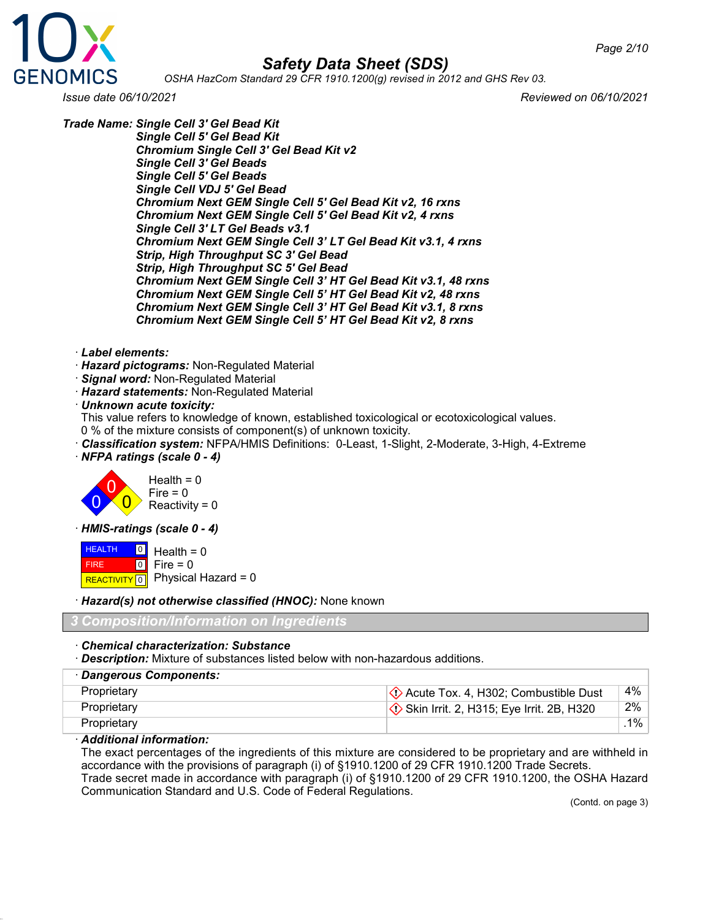**Trade Name: Single Cell 3' Gel Bead Kit**
**Single Cell 5' Gel Bead Kit**
**Chromium Single Cell 3' Gel Bead Kit v2**
**Single Cell 3' Gel Beads**
**Single Cell 5' Gel Beads**
**Single Cell VDJ 5' Gel Bead**
**Chromium Next GEM Single Cell 5' Gel Bead Kit v2, 16 rxns**
**Chromium Next GEM Single Cell 5' Gel Bead Kit v2, 4 rxns**
**Single Cell 3' LT Gel Beads v3.1**
**Chromium Next GEM Single Cell 3' LT Gel Bead Kit v3.1, 4 rxns**
**Strip, High Throughput SC 3' Gel Bead**
**Strip, High Throughput SC 5' Gel Bead**
**Chromium Next GEM Single Cell 3' HT Gel Bead Kit v3.1, 48 rxns**
**Chromium Next GEM Single Cell 5' HT Gel Bead Kit v2, 48 rxns**
**Chromium Next GEM Single Cell 3' HT Gel Bead Kit v3.1, 8 rxns**
**Chromium Next GEM Single Cell 5' HT Gel Bead Kit v2, 8 rxns**

· ***Label elements:***
· ***Hazard pictograms:*** Non-Regulated Material
· ***Signal word:*** Non-Regulated Material
· ***Hazard statements:*** Non-Regulated Material
· ***Unknown acute toxicity:***
This value refers to knowledge of known, established toxicological or ecotoxicological values.
0 % of the mixture consists of component(s) of unknown toxicity.
· ***Classification system:*** NFPA/HMIS Definitions: 0-Least, 1-Slight, 2-Moderate, 3-High, 4-Extreme
· ***NFPA ratings (scale 0 - 4)***

Health = 0
Fire = 0
Reactivity = 0

· ***HMIS-ratings (scale 0 - 4)***

| | | |
|---|---|---|
| HEALTH | 0 | Health = 0 |
| FIRE | 0 | Fire = 0 |
| REACTIVITY | 0 | Physical Hazard = 0 |

· ***Hazard(s) not otherwise classified (HNOC):*** None known

## 3 Composition/Information on Ingredients

· ***Chemical characterization: Substance***
· ***Description:*** Mixture of substances listed below with non-hazardous additions.

| · Dangerous Components: | | |
|---|---|---|
| Proprietary | Acute Tox. 4, H302; Combustible Dust | 4% |
| Proprietary | Skin Irrit. 2, H315; Eye Irrit. 2B, H320 | 2% |
| Proprietary | | .1% |

· ***Additional information:***
The exact percentages of the ingredients of this mixture are considered to be proprietary and are withheld in accordance with the provisions of paragraph (i) of §1910.1200 of 29 CFR 1910.1200 Trade Secrets.
Trade secret made in accordance with paragraph (i) of §1910.1200 of 29 CFR 1910.1200, the OSHA Hazard Communication Standard and U.S. Code of Federal Regulations.

(Contd. on page 3)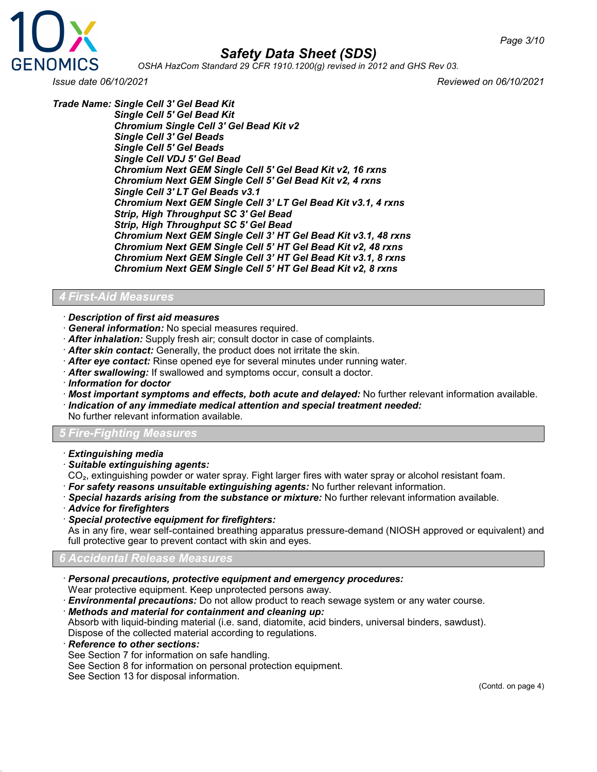Issue date 06/10/2021 Reviewed on 06/10/2021

**Trade Name:** ***Single Cell 3' Gel Bead Kit***
***Single Cell 5' Gel Bead Kit***
***Chromium Single Cell 3' Gel Bead Kit v2***
***Single Cell 3' Gel Beads***
***Single Cell 5' Gel Beads***
***Single Cell VDJ 5' Gel Bead***
***Chromium Next GEM Single Cell 5' Gel Bead Kit v2, 16 rxns***
***Chromium Next GEM Single Cell 5' Gel Bead Kit v2, 4 rxns***
***Single Cell 3' LT Gel Beads v3.1***
***Chromium Next GEM Single Cell 3' LT Gel Bead Kit v3.1, 4 rxns***
***Strip, High Throughput SC 3' Gel Bead***
***Strip, High Throughput SC 5' Gel Bead***
***Chromium Next GEM Single Cell 3' HT Gel Bead Kit v3.1, 48 rxns***
***Chromium Next GEM Single Cell 5' HT Gel Bead Kit v2, 48 rxns***
***Chromium Next GEM Single Cell 3' HT Gel Bead Kit v3.1, 8 rxns***
***Chromium Next GEM Single Cell 5' HT Gel Bead Kit v2, 8 rxns***

## 4 First-Aid Measures

- ***Description of first aid measures***
- ***General information:*** No special measures required.
- ***After inhalation:*** Supply fresh air; consult doctor in case of complaints.
- ***After skin contact:*** Generally, the product does not irritate the skin.
- ***After eye contact:*** Rinse opened eye for several minutes under running water.
- ***After swallowing:*** If swallowed and symptoms occur, consult a doctor.
- ***Information for doctor***
- ***Most important symptoms and effects, both acute and delayed:*** No further relevant information available.
- ***Indication of any immediate medical attention and special treatment needed:***
  No further relevant information available.

## 5 Fire-Fighting Measures

- ***Extinguishing media***
- ***Suitable extinguishing agents:***
  $CO_2$, extinguishing powder or water spray. Fight larger fires with water spray or alcohol resistant foam.
- ***For safety reasons unsuitable extinguishing agents:*** No further relevant information.
- ***Special hazards arising from the substance or mixture:*** No further relevant information available.
- ***Advice for firefighters***
- ***Special protective equipment for firefighters:***
  As in any fire, wear self-contained breathing apparatus pressure-demand (NIOSH approved or equivalent) and full protective gear to prevent contact with skin and eyes.

## 6 Accidental Release Measures

- ***Personal precautions, protective equipment and emergency procedures:***
  Wear protective equipment. Keep unprotected persons away.
- ***Environmental precautions:*** Do not allow product to reach sewage system or any water course.
- ***Methods and material for containment and cleaning up:***
  Absorb with liquid-binding material (i.e. sand, diatomite, acid binders, universal binders, sawdust).
  Dispose of the collected material according to regulations.
- ***Reference to other sections:***
  See Section 7 for information on safe handling.
  See Section 8 for information on personal protection equipment.
  See Section 13 for disposal information.

(Contd. on page 4)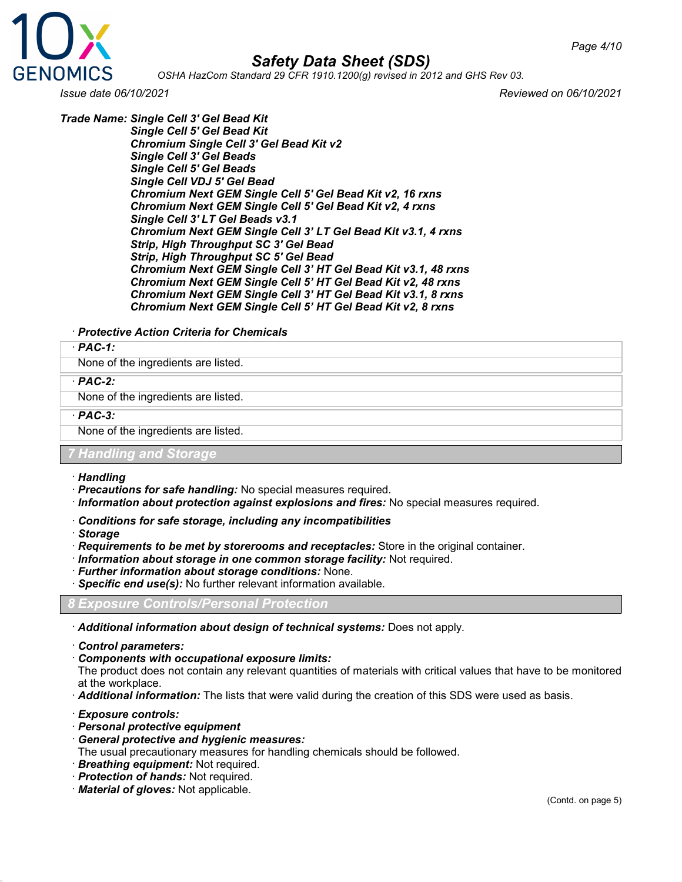**Trade Name: Single Cell 3' Gel Bead Kit**
**Single Cell 5' Gel Bead Kit**
**Chromium Single Cell 3' Gel Bead Kit v2**
**Single Cell 3' Gel Beads**
**Single Cell 5' Gel Beads**
**Single Cell VDJ 5' Gel Bead**
**Chromium Next GEM Single Cell 5' Gel Bead Kit v2, 16 rxns**
**Chromium Next GEM Single Cell 5' Gel Bead Kit v2, 4 rxns**
**Single Cell 3' LT Gel Beads v3.1**
**Chromium Next GEM Single Cell 3' LT Gel Bead Kit v3.1, 4 rxns**
**Strip, High Throughput SC 3' Gel Bead**
**Strip, High Throughput SC 5' Gel Bead**
**Chromium Next GEM Single Cell 3' HT Gel Bead Kit v3.1, 48 rxns**
**Chromium Next GEM Single Cell 5' HT Gel Bead Kit v2, 48 rxns**
**Chromium Next GEM Single Cell 3' HT Gel Bead Kit v3.1, 8 rxns**
**Chromium Next GEM Single Cell 5' HT Gel Bead Kit v2, 8 rxns**

· ***Protective Action Criteria for Chemicals***

· ***PAC-1:***
None of the ingredients are listed.

· ***PAC-2:***
None of the ingredients are listed.

· ***PAC-3:***
None of the ingredients are listed.

## 7 Handling and Storage

· ***Handling***
· ***Precautions for safe handling:*** No special measures required.
· ***Information about protection against explosions and fires:*** No special measures required.

· ***Conditions for safe storage, including any incompatibilities***
· ***Storage***
· ***Requirements to be met by storerooms and receptacles:*** Store in the original container.
· ***Information about storage in one common storage facility:*** Not required.
· ***Further information about storage conditions:*** None.
· ***Specific end use(s):*** No further relevant information available.

## 8 Exposure Controls/Personal Protection

· ***Additional information about design of technical systems:*** Does not apply.

· ***Control parameters:***
· ***Components with occupational exposure limits:***
The product does not contain any relevant quantities of materials with critical values that have to be monitored at the workplace.
· ***Additional information:*** The lists that were valid during the creation of this SDS were used as basis.

· ***Exposure controls:***
· ***Personal protective equipment***
· ***General protective and hygienic measures:***
The usual precautionary measures for handling chemicals should be followed.
· ***Breathing equipment:*** Not required.
· ***Protection of hands:*** Not required.
· ***Material of gloves:*** Not applicable.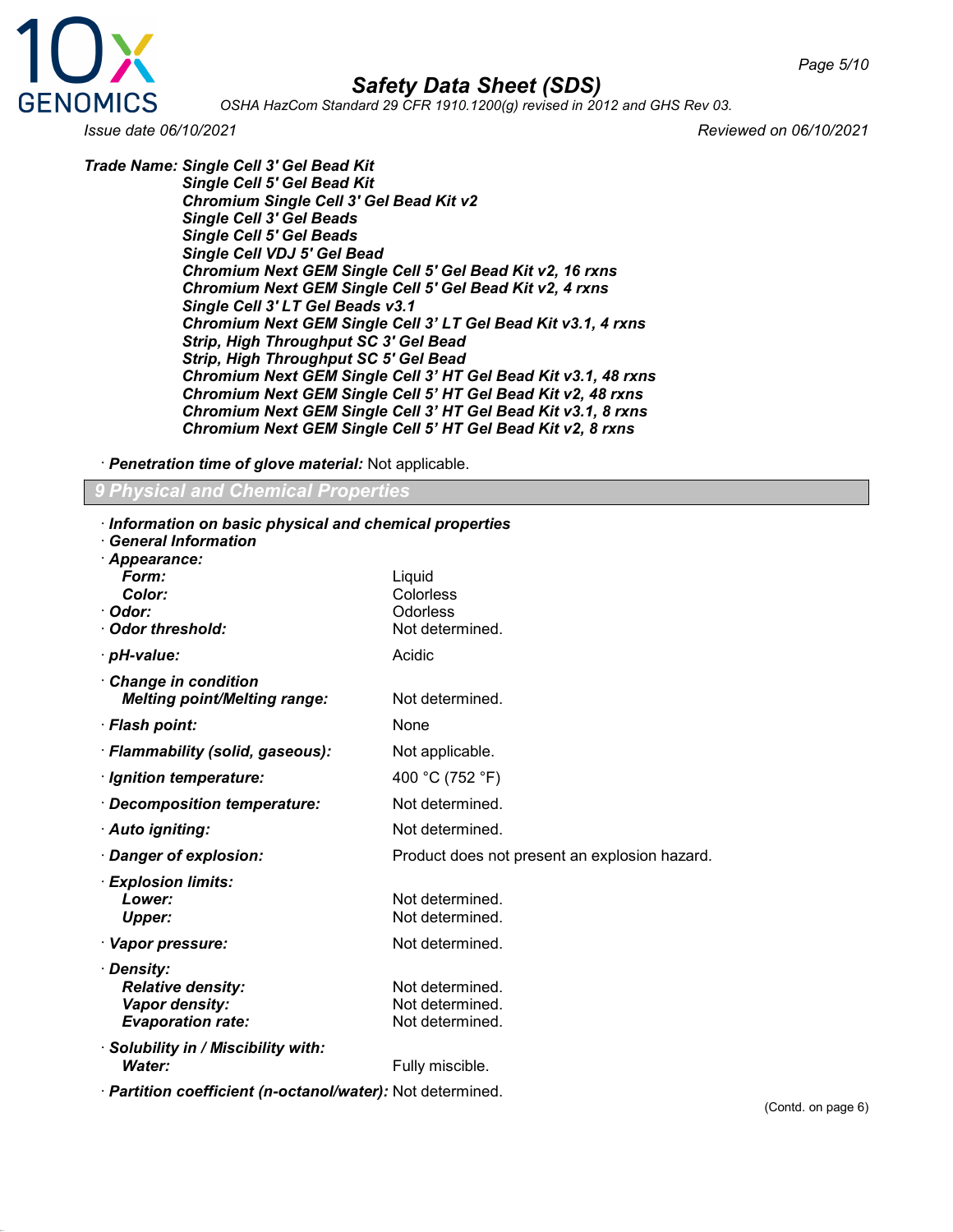**Trade Name: Single Cell 3' Gel Bead Kit**
**Single Cell 5' Gel Bead Kit**
**Chromium Single Cell 3' Gel Bead Kit v2**
**Single Cell 3' Gel Beads**
**Single Cell 5' Gel Beads**
**Single Cell VDJ 5' Gel Bead**
**Chromium Next GEM Single Cell 5' Gel Bead Kit v2, 16 rxns**
**Chromium Next GEM Single Cell 5' Gel Bead Kit v2, 4 rxns**
**Single Cell 3' LT Gel Beads v3.1**
**Chromium Next GEM Single Cell 3' LT Gel Bead Kit v3.1, 4 rxns**
**Strip, High Throughput SC 3' Gel Bead**
**Strip, High Throughput SC 5' Gel Bead**
**Chromium Next GEM Single Cell 3' HT Gel Bead Kit v3.1, 48 rxns**
**Chromium Next GEM Single Cell 5' HT Gel Bead Kit v2, 48 rxns**
**Chromium Next GEM Single Cell 3' HT Gel Bead Kit v3.1, 8 rxns**
**Chromium Next GEM Single Cell 5' HT Gel Bead Kit v2, 8 rxns**

· ***Penetration time of glove material:*** Not applicable.

## 9 Physical and Chemical Properties

· ***Information on basic physical and chemical properties***
· ***General Information***
· ***Appearance:***
  ***Form:*** Liquid
  ***Color:*** Colorless
· ***Odor:*** Odorless
· ***Odor threshold:*** Not determined.

· ***pH-value:*** Acidic

· ***Change in condition***
  ***Melting point/Melting range:*** Not determined.

· ***Flash point:*** None

· ***Flammability (solid, gaseous):*** Not applicable.

· ***Ignition temperature:*** 400 °C (752 °F)

· ***Decomposition temperature:*** Not determined.

· ***Auto igniting:*** Not determined.

· ***Danger of explosion:*** Product does not present an explosion hazard.

· ***Explosion limits:***
  ***Lower:*** Not determined.
  ***Upper:*** Not determined.

· ***Vapor pressure:*** Not determined.

· ***Density:***
  ***Relative density:*** Not determined.
  ***Vapor density:*** Not determined.
  ***Evaporation rate:*** Not determined.

· ***Solubility in / Miscibility with:***
  ***Water:*** Fully miscible.

· ***Partition coefficient (n-octanol/water):*** Not determined.

(Contd. on page 6)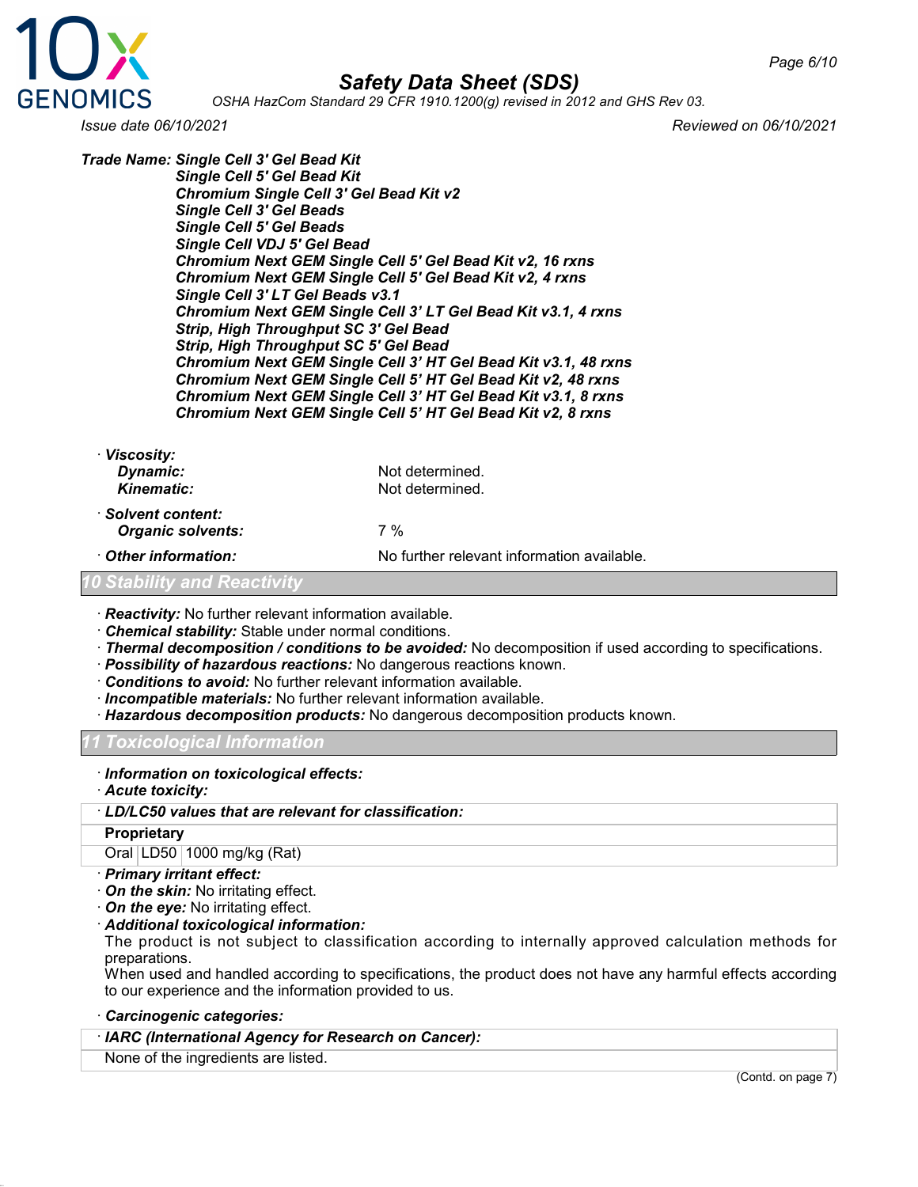Trade Name: Single Cell 3' Gel Bead Kit
Single Cell 5' Gel Bead Kit
Chromium Single Cell 3' Gel Bead Kit v2
Single Cell 3' Gel Beads
Single Cell 5' Gel Beads
Single Cell VDJ 5' Gel Bead
Chromium Next GEM Single Cell 5' Gel Bead Kit v2, 16 rxns
Chromium Next GEM Single Cell 5' Gel Bead Kit v2, 4 rxns
Single Cell 3' LT Gel Beads v3.1
Chromium Next GEM Single Cell 3' LT Gel Bead Kit v3.1, 4 rxns
Strip, High Throughput SC 3' Gel Bead
Strip, High Throughput SC 5' Gel Bead
Chromium Next GEM Single Cell 3' HT Gel Bead Kit v3.1, 48 rxns
Chromium Next GEM Single Cell 5' HT Gel Bead Kit v2, 48 rxns
Chromium Next GEM Single Cell 3' HT Gel Bead Kit v3.1, 8 rxns
Chromium Next GEM Single Cell 5' HT Gel Bead Kit v2, 8 rxns

· **Viscosity:**
  - **Dynamic:** Not determined.
  - **Kinematic:** Not determined.

· **Solvent content:**
  - **Organic solvents:** 7 %

· **Other information:** No further relevant information available.

## 10 Stability and Reactivity

· **Reactivity:** No further relevant information available.
· **Chemical stability:** Stable under normal conditions.
· **Thermal decomposition / conditions to be avoided:** No decomposition if used according to specifications.
· **Possibility of hazardous reactions:** No dangerous reactions known.
· **Conditions to avoid:** No further relevant information available.
· **Incompatible materials:** No further relevant information available.
· **Hazardous decomposition products:** No dangerous decomposition products known.

## 11 Toxicological Information

· **Information on toxicological effects:**
· **Acute toxicity:**

| · LD/LC50 values that are relevant for classification: | | |
|---|---|---|
| **Proprietary** | | |
| Oral | LD50 | 1000 mg/kg (Rat) |

· **Primary irritant effect:**
· **On the skin:** No irritating effect.
· **On the eye:** No irritating effect.
· **Additional toxicological information:**
The product is not subject to classification according to internally approved calculation methods for preparations.
When used and handled according to specifications, the product does not have any harmful effects according to our experience and the information provided to us.

· **Carcinogenic categories:**

| · IARC (International Agency for Research on Cancer): |
|---|
| None of the ingredients are listed. |

(Contd. on page 7)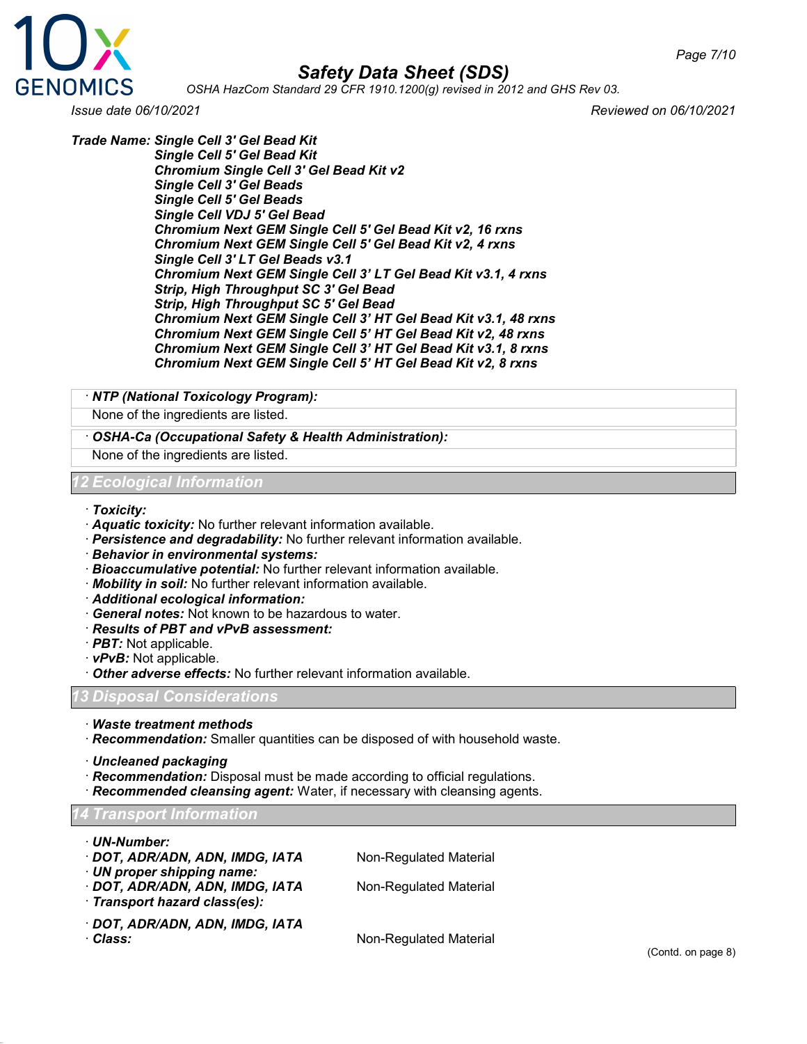**Trade Name: Single Cell 3' Gel Bead Kit**
**Single Cell 5' Gel Bead Kit**
**Chromium Single Cell 3' Gel Bead Kit v2**
**Single Cell 3' Gel Beads**
**Single Cell 5' Gel Beads**
**Single Cell VDJ 5' Gel Bead**
**Chromium Next GEM Single Cell 5' Gel Bead Kit v2, 16 rxns**
**Chromium Next GEM Single Cell 5' Gel Bead Kit v2, 4 rxns**
**Single Cell 3' LT Gel Beads v3.1**
**Chromium Next GEM Single Cell 3' LT Gel Bead Kit v3.1, 4 rxns**
**Strip, High Throughput SC 3' Gel Bead**
**Strip, High Throughput SC 5' Gel Bead**
**Chromium Next GEM Single Cell 3' HT Gel Bead Kit v3.1, 48 rxns**
**Chromium Next GEM Single Cell 5' HT Gel Bead Kit v2, 48 rxns**
**Chromium Next GEM Single Cell 3' HT Gel Bead Kit v3.1, 8 rxns**
**Chromium Next GEM Single Cell 5' HT Gel Bead Kit v2, 8 rxns**

· ***NTP (National Toxicology Program):***
None of the ingredients are listed.

· ***OSHA-Ca (Occupational Safety & Health Administration):***
None of the ingredients are listed.

## 12 Ecological Information

· ***Toxicity:***
· ***Aquatic toxicity:*** No further relevant information available.
· ***Persistence and degradability:*** No further relevant information available.
· ***Behavior in environmental systems:***
· ***Bioaccumulative potential:*** No further relevant information available.
· ***Mobility in soil:*** No further relevant information available.
· ***Additional ecological information:***
· ***General notes:*** Not known to be hazardous to water.
· ***Results of PBT and vPvB assessment:***
· ***PBT:*** Not applicable.
· ***vPvB:*** Not applicable.
· ***Other adverse effects:*** No further relevant information available.

## 13 Disposal Considerations

· ***Waste treatment methods***
· ***Recommendation:*** Smaller quantities can be disposed of with household waste.

· ***Uncleaned packaging***
· ***Recommendation:*** Disposal must be made according to official regulations.
· ***Recommended cleansing agent:*** Water, if necessary with cleansing agents.

## 14 Transport Information

· ***UN-Number:***
· ***DOT, ADR/ADN, ADN, IMDG, IATA*** Non-Regulated Material
· ***UN proper shipping name:***
· ***DOT, ADR/ADN, ADN, IMDG, IATA*** Non-Regulated Material
· ***Transport hazard class(es):***

· ***DOT, ADR/ADN, ADN, IMDG, IATA***
· ***Class:*** Non-Regulated Material

(Contd. on page 8)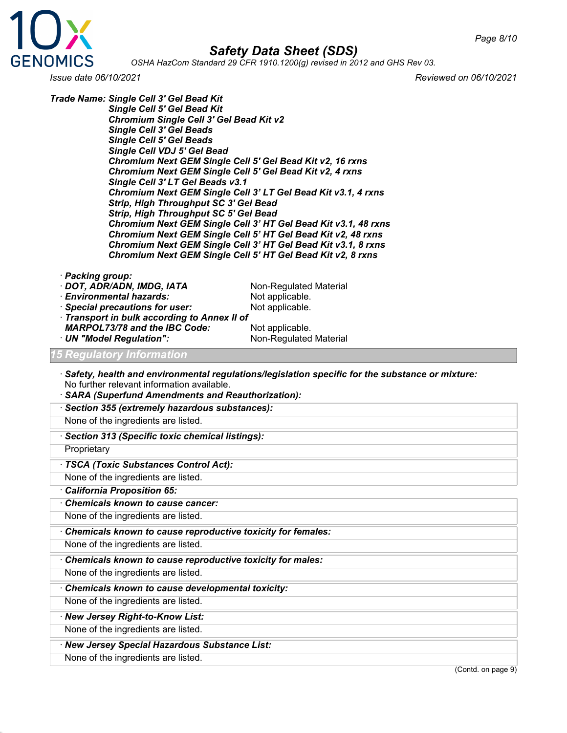**Trade Name: Single Cell 3' Gel Bead Kit**
**Single Cell 5' Gel Bead Kit**
**Chromium Single Cell 3' Gel Bead Kit v2**
**Single Cell 3' Gel Beads**
**Single Cell 5' Gel Beads**
**Single Cell VDJ 5' Gel Bead**
**Chromium Next GEM Single Cell 5' Gel Bead Kit v2, 16 rxns**
**Chromium Next GEM Single Cell 5' Gel Bead Kit v2, 4 rxns**
**Single Cell 3' LT Gel Beads v3.1**
**Chromium Next GEM Single Cell 3' LT Gel Bead Kit v3.1, 4 rxns**
**Strip, High Throughput SC 3' Gel Bead**
**Strip, High Throughput SC 5' Gel Bead**
**Chromium Next GEM Single Cell 3' HT Gel Bead Kit v3.1, 48 rxns**
**Chromium Next GEM Single Cell 5' HT Gel Bead Kit v2, 48 rxns**
**Chromium Next GEM Single Cell 3' HT Gel Bead Kit v3.1, 8 rxns**
**Chromium Next GEM Single Cell 5' HT Gel Bead Kit v2, 8 rxns**

· **Packing group:**
· **DOT, ADR/ADN, IMDG, IATA** Non-Regulated Material
· **Environmental hazards:** Not applicable.
· **Special precautions for user:** Not applicable.
· **Transport in bulk according to Annex II of MARPOL73/78 and the IBC Code:** Not applicable.
· **UN "Model Regulation":** Non-Regulated Material

## 15 Regulatory Information

· **Safety, health and environmental regulations/legislation specific for the substance or mixture:**
No further relevant information available.

· **SARA (Superfund Amendments and Reauthorization):**

· **Section 355 (extremely hazardous substances):**
None of the ingredients are listed.

· **Section 313 (Specific toxic chemical listings):**
Proprietary

· **TSCA (Toxic Substances Control Act):**
None of the ingredients are listed.

· **California Proposition 65:**

· **Chemicals known to cause cancer:**
None of the ingredients are listed.

· **Chemicals known to cause reproductive toxicity for females:**
None of the ingredients are listed.

· **Chemicals known to cause reproductive toxicity for males:**
None of the ingredients are listed.

· **Chemicals known to cause developmental toxicity:**
None of the ingredients are listed.

· **New Jersey Right-to-Know List:**
None of the ingredients are listed.

· **New Jersey Special Hazardous Substance List:**
None of the ingredients are listed.

(Contd. on page 9)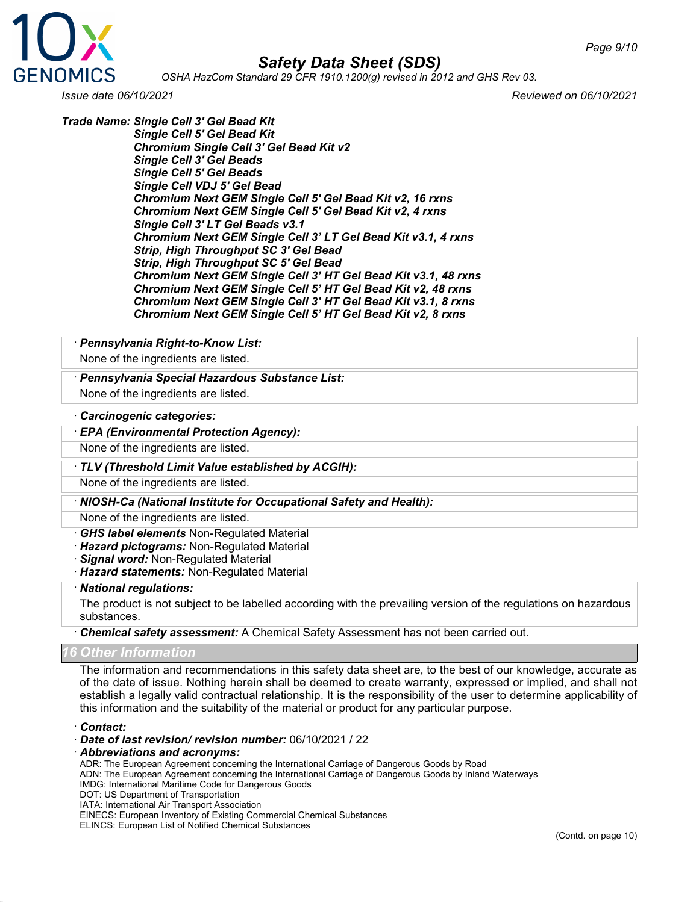**Trade Name: Single Cell 3' Gel Bead Kit**
**Single Cell 5' Gel Bead Kit**
**Chromium Single Cell 3' Gel Bead Kit v2**
**Single Cell 3' Gel Beads**
**Single Cell 5' Gel Beads**
**Single Cell VDJ 5' Gel Bead**
**Chromium Next GEM Single Cell 5' Gel Bead Kit v2, 16 rxns**
**Chromium Next GEM Single Cell 5' Gel Bead Kit v2, 4 rxns**
**Single Cell 3' LT Gel Beads v3.1**
**Chromium Next GEM Single Cell 3' LT Gel Bead Kit v3.1, 4 rxns**
**Strip, High Throughput SC 3' Gel Bead**
**Strip, High Throughput SC 5' Gel Bead**
**Chromium Next GEM Single Cell 3' HT Gel Bead Kit v3.1, 48 rxns**
**Chromium Next GEM Single Cell 5' HT Gel Bead Kit v2, 48 rxns**
**Chromium Next GEM Single Cell 3' HT Gel Bead Kit v3.1, 8 rxns**
**Chromium Next GEM Single Cell 5' HT Gel Bead Kit v2, 8 rxns**

· ***Pennsylvania Right-to-Know List:***
None of the ingredients are listed.

· ***Pennsylvania Special Hazardous Substance List:***
None of the ingredients are listed.

· ***Carcinogenic categories:***

· ***EPA (Environmental Protection Agency):***
None of the ingredients are listed.

· ***TLV (Threshold Limit Value established by ACGIH):***
None of the ingredients are listed.

· ***NIOSH-Ca (National Institute for Occupational Safety and Health):***
None of the ingredients are listed.

· ***GHS label elements*** Non-Regulated Material
· ***Hazard pictograms:*** Non-Regulated Material
· ***Signal word:*** Non-Regulated Material
· ***Hazard statements:*** Non-Regulated Material

· ***National regulations:***
The product is not subject to be labelled according with the prevailing version of the regulations on hazardous substances.

· ***Chemical safety assessment:*** A Chemical Safety Assessment has not been carried out.

## 16 Other Information

The information and recommendations in this safety data sheet are, to the best of our knowledge, accurate as of the date of issue. Nothing herein shall be deemed to create warranty, expressed or implied, and shall not establish a legally valid contractual relationship. It is the responsibility of the user to determine applicability of this information and the suitability of the material or product for any particular purpose.

· ***Contact:***
· ***Date of last revision/ revision number:*** 06/10/2021 / 22
· ***Abbreviations and acronyms:***
ADR: The European Agreement concerning the International Carriage of Dangerous Goods by Road
ADN: The European Agreement concerning the International Carriage of Dangerous Goods by Inland Waterways
IMDG: International Maritime Code for Dangerous Goods
DOT: US Department of Transportation
IATA: International Air Transport Association
EINECS: European Inventory of Existing Commercial Chemical Substances
ELINCS: European List of Notified Chemical Substances

(Contd. on page 10)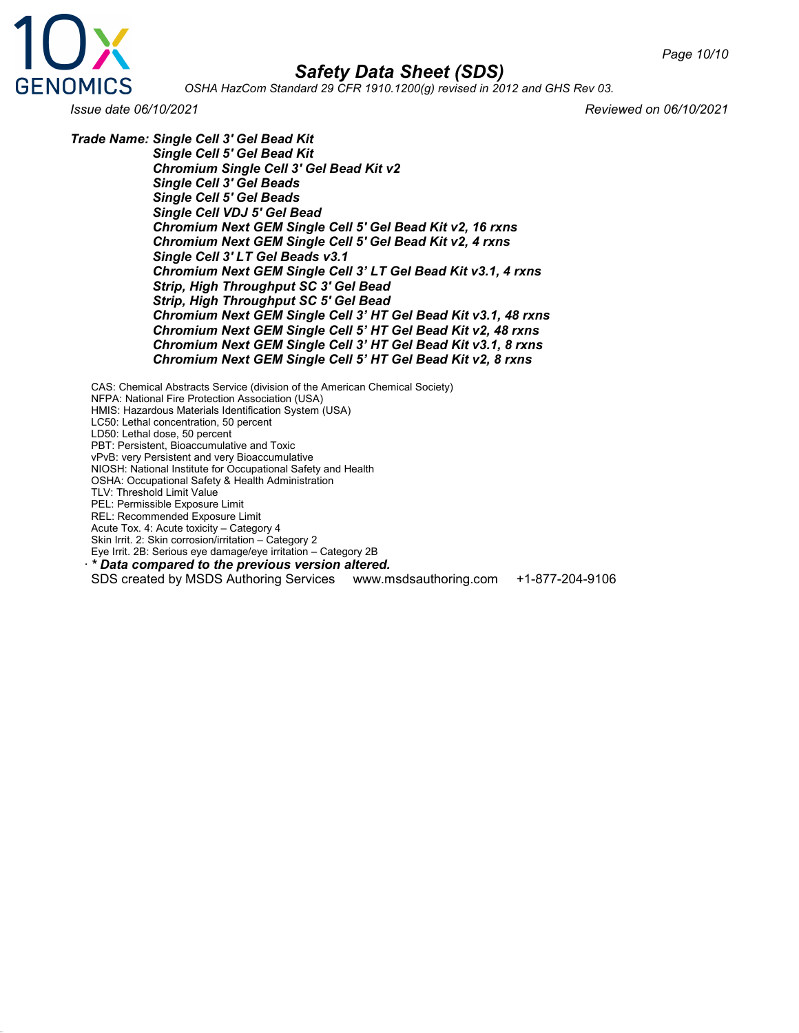**Trade Name: Single Cell 3' Gel Bead Kit**
**Single Cell 5' Gel Bead Kit**
**Chromium Single Cell 3' Gel Bead Kit v2**
**Single Cell 3' Gel Beads**
**Single Cell 5' Gel Beads**
**Single Cell VDJ 5' Gel Bead**
**Chromium Next GEM Single Cell 5' Gel Bead Kit v2, 16 rxns**
**Chromium Next GEM Single Cell 5' Gel Bead Kit v2, 4 rxns**
**Single Cell 3' LT Gel Beads v3.1**
**Chromium Next GEM Single Cell 3' LT Gel Bead Kit v3.1, 4 rxns**
**Strip, High Throughput SC 3' Gel Bead**
**Strip, High Throughput SC 5' Gel Bead**
**Chromium Next GEM Single Cell 3' HT Gel Bead Kit v3.1, 48 rxns**
**Chromium Next GEM Single Cell 5' HT Gel Bead Kit v2, 48 rxns**
**Chromium Next GEM Single Cell 3' HT Gel Bead Kit v3.1, 8 rxns**
**Chromium Next GEM Single Cell 5' HT Gel Bead Kit v2, 8 rxns**

CAS: Chemical Abstracts Service (division of the American Chemical Society)
NFPA: National Fire Protection Association (USA)
HMIS: Hazardous Materials Identification System (USA)
LC50: Lethal concentration, 50 percent
LD50: Lethal dose, 50 percent
PBT: Persistent, Bioaccumulative and Toxic
vPvB: very Persistent and very Bioaccumulative
NIOSH: National Institute for Occupational Safety and Health
OSHA: Occupational Safety & Health Administration
TLV: Threshold Limit Value
PEL: Permissible Exposure Limit
REL: Recommended Exposure Limit
Acute Tox. 4: Acute toxicity – Category 4
Skin Irrit. 2: Skin corrosion/irritation – Category 2
Eye Irrit. 2B: Serious eye damage/eye irritation – Category 2B

· ***** Data compared to the previous version altered.**

SDS created by MSDS Authoring Services www.msdsauthoring.com +1-877-204-9106